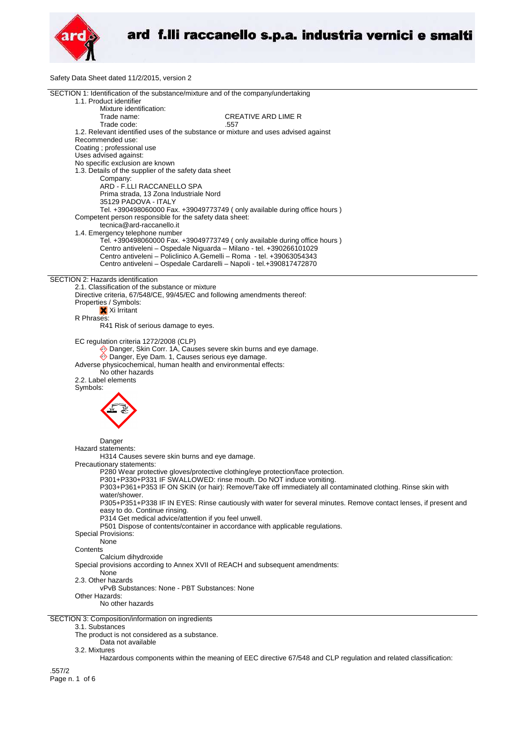Safety Data Sheet dated 11/2/2015, version 2

## SECTION 1: Identification of the substance/mixture and of the company/undertaking

1.1. Product identifier

Mixture identification:

Trade name: CREATIVE ARD LIME R

Trade code: .557

1.2. Relevant identified uses of the substance or mixture and uses advised against

Recommended use:

Coating ; professional use

Uses advised against:

No specific exclusion are known

1.3. Details of the supplier of the safety data sheet

Company:

ARD - F.LLI RACCANELLO SPA
Prima strada, 13 Zona Industriale Nord
35129 PADOVA - ITALY
Tel. +390498060000 Fax. +39049773749 ( only available during office hours )

Competent person responsible for the safety data sheet:

tecnica@ard-raccanello.it

1.4. Emergency telephone number

Tel. +390498060000 Fax. +39049773749 ( only available during office hours )
Centro antiveleni – Ospedale Niguarda – Milano - tel. +390266101029
Centro antiveleni – Policlinico A.Gemelli – Roma - tel. +39063054343
Centro antiveleni – Ospedale Cardarelli – Napoli - tel.+390817472870

## SECTION 2: Hazards identification

2.1. Classification of the substance or mixture

Directive criteria, 67/548/CE, 99/45/EC and following amendments thereof:

Properties / Symbols:

Xi Irritant

R Phrases:

R41 Risk of serious damage to eyes.

EC regulation criteria 1272/2008 (CLP)

Danger, Skin Corr. 1A, Causes severe skin burns and eye damage.
Danger, Eye Dam. 1, Causes serious eye damage.

Adverse physicochemical, human health and environmental effects:

No other hazards

2.2. Label elements

Symbols:

Danger

Hazard statements:

H314 Causes severe skin burns and eye damage.

Precautionary statements:

P280 Wear protective gloves/protective clothing/eye protection/face protection.
P301+P330+P331 IF SWALLOWED: rinse mouth. Do NOT induce vomiting.
P303+P361+P353 IF ON SKIN (or hair): Remove/Take off immediately all contaminated clothing. Rinse skin with water/shower.
P305+P351+P338 IF IN EYES: Rinse cautiously with water for several minutes. Remove contact lenses, if present and easy to do. Continue rinsing.
P314 Get medical advice/attention if you feel unwell.
P501 Dispose of contents/container in accordance with applicable regulations.

Special Provisions:

None

Contents

Calcium dihydroxide

Special provisions according to Annex XVII of REACH and subsequent amendments:

None

2.3. Other hazards

vPvB Substances: None - PBT Substances: None

Other Hazards:

No other hazards

## SECTION 3: Composition/information on ingredients

3.1. Substances

The product is not considered as a substance.

Data not available

3.2. Mixtures

Hazardous components within the meaning of EEC directive 67/548 and CLP regulation and related classification:

.557/2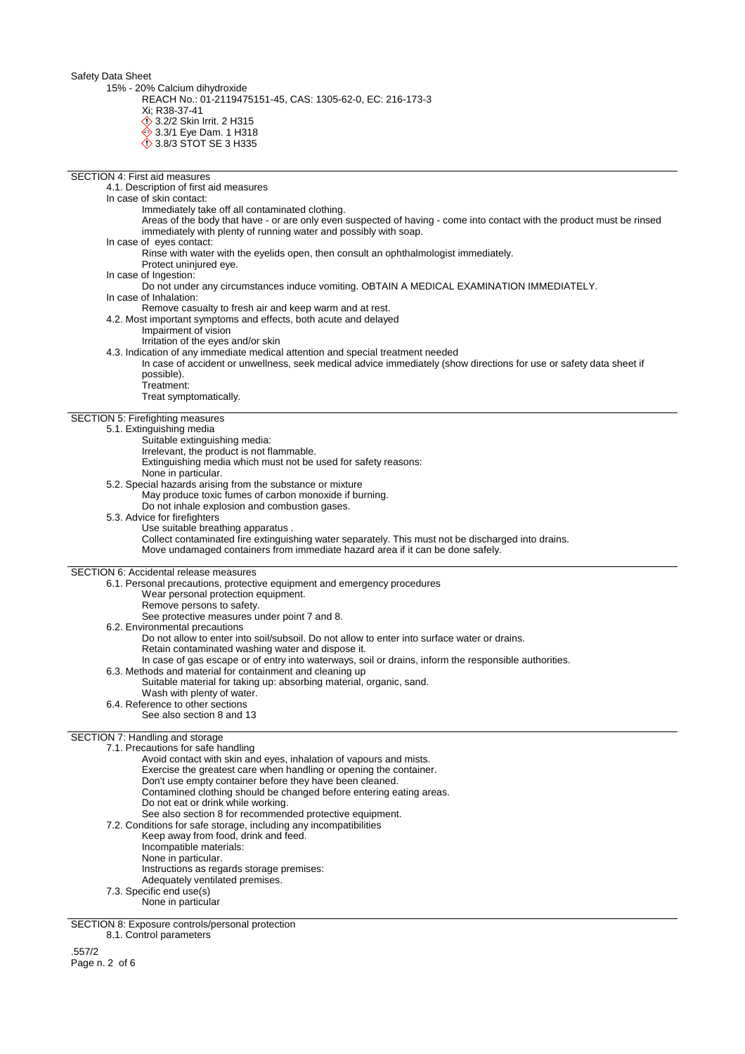Safety Data Sheet

15% - 20% Calcium dihydroxide

REACH No.: 01-2119475151-45, CAS: 1305-62-0, EC: 216-173-3

Xi; R38-37-41

3.2/2 Skin Irrit. 2 H315

3.3/1 Eye Dam. 1 H318

3.8/3 STOT SE 3 H335

## SECTION 4: First aid measures

4.1. Description of first aid measures

In case of skin contact:

Immediately take off all contaminated clothing.

Areas of the body that have - or are only even suspected of having - come into contact with the product must be rinsed immediately with plenty of running water and possibly with soap.

In case of eyes contact:

Rinse with water with the eyelids open, then consult an ophthalmologist immediately.

Protect uninjured eye.

In case of Ingestion:

Do not under any circumstances induce vomiting. OBTAIN A MEDICAL EXAMINATION IMMEDIATELY.

In case of Inhalation:

Remove casualty to fresh air and keep warm and at rest.

4.2. Most important symptoms and effects, both acute and delayed

Impairment of vision

Irritation of the eyes and/or skin

4.3. Indication of any immediate medical attention and special treatment needed

In case of accident or unwellness, seek medical advice immediately (show directions for use or safety data sheet if possible).

Treatment:

Treat symptomatically.

## SECTION 5: Firefighting measures

5.1. Extinguishing media

Suitable extinguishing media:

Irrelevant, the product is not flammable.

Extinguishing media which must not be used for safety reasons:

None in particular.

5.2. Special hazards arising from the substance or mixture

May produce toxic fumes of carbon monoxide if burning.

Do not inhale explosion and combustion gases.

5.3. Advice for firefighters

Use suitable breathing apparatus .

Collect contaminated fire extinguishing water separately. This must not be discharged into drains.

Move undamaged containers from immediate hazard area if it can be done safely.

## SECTION 6: Accidental release measures

6.1. Personal precautions, protective equipment and emergency procedures

Wear personal protection equipment.

Remove persons to safety.

See protective measures under point 7 and 8.

6.2. Environmental precautions

Do not allow to enter into soil/subsoil. Do not allow to enter into surface water or drains.

Retain contaminated washing water and dispose it.

In case of gas escape or of entry into waterways, soil or drains, inform the responsible authorities.

6.3. Methods and material for containment and cleaning up

Suitable material for taking up: absorbing material, organic, sand.

Wash with plenty of water.

6.4. Reference to other sections

See also section 8 and 13

## SECTION 7: Handling and storage

7.1. Precautions for safe handling

Avoid contact with skin and eyes, inhalation of vapours and mists.

Exercise the greatest care when handling or opening the container.

Don't use empty container before they have been cleaned.

Contamined clothing should be changed before entering eating areas.

Do not eat or drink while working.

See also section 8 for recommended protective equipment.

7.2. Conditions for safe storage, including any incompatibilities

Keep away from food, drink and feed.

Incompatible materials:

None in particular.

Instructions as regards storage premises:

Adequately ventilated premises.

7.3. Specific end use(s)

None in particular

## SECTION 8: Exposure controls/personal protection

8.1. Control parameters

.557/2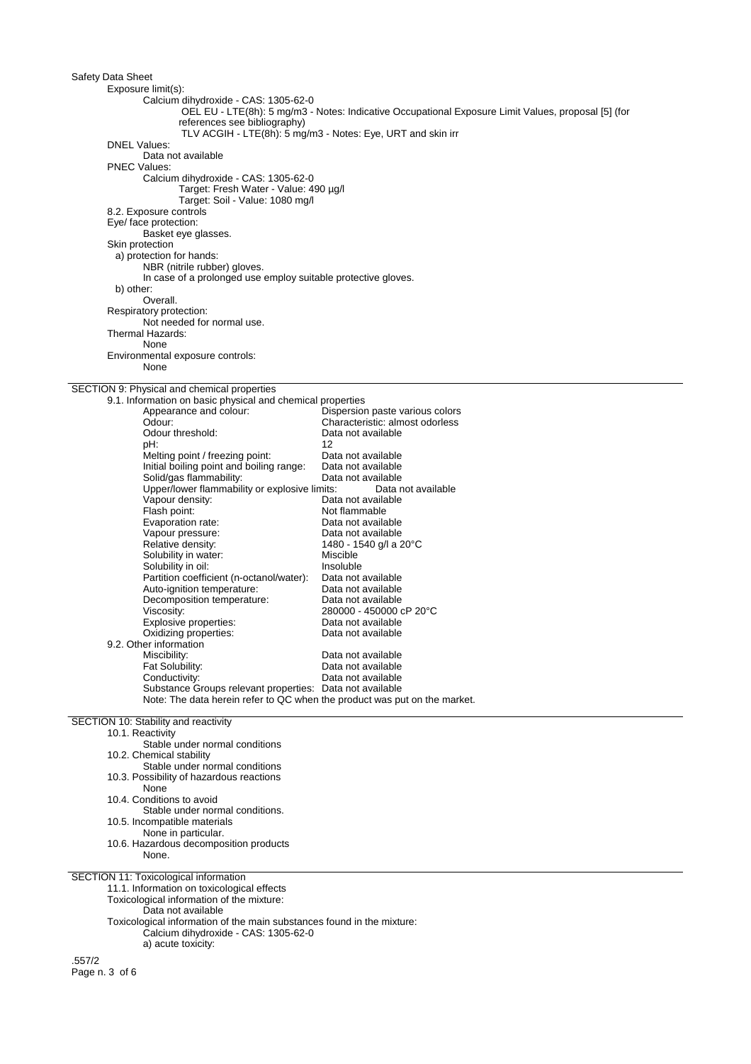Exposure limit(s):

Calcium dihydroxide - CAS: 1305-62-0

OEL EU - LTE(8h): 5 mg/m3 - Notes: Indicative Occupational Exposure Limit Values, proposal [5] (for references see bibliography)

TLV ACGIH - LTE(8h): 5 mg/m3 - Notes: Eye, URT and skin irr

DNEL Values:

Data not available

PNEC Values:

Calcium dihydroxide - CAS: 1305-62-0

Target: Fresh Water - Value: 490 µg/l

Target: Soil - Value: 1080 mg/l

8.2. Exposure controls

Eye/ face protection:

Basket eye glasses.

Skin protection

a) protection for hands:

NBR (nitrile rubber) gloves.

In case of a prolonged use employ suitable protective gloves.

b) other:

Overall.

Respiratory protection:

Not needed for normal use.

Thermal Hazards:

None

Environmental exposure controls:

None

## SECTION 9: Physical and chemical properties

9.1. Information on basic physical and chemical properties

| | |
|---|---|
| Appearance and colour: | Dispersion paste various colors |
| Odour: | Characteristic: almost odorless |
| Odour threshold: | Data not available |
| pH: | 12 |
| Melting point / freezing point: | Data not available |
| Initial boiling point and boiling range: | Data not available |
| Solid/gas flammability: | Data not available |
| Upper/lower flammability or explosive limits: | Data not available |
| Vapour density: | Data not available |
| Flash point: | Not flammable |
| Evaporation rate: | Data not available |
| Vapour pressure: | Data not available |
| Relative density: | 1480 - 1540 g/l a 20°C |
| Solubility in water: | Miscible |
| Solubility in oil: | Insoluble |
| Partition coefficient (n-octanol/water): | Data not available |
| Auto-ignition temperature: | Data not available |
| Decomposition temperature: | Data not available |
| Viscosity: | 280000 - 450000 cP 20°C |
| Explosive properties: | Data not available |
| Oxidizing properties: | Data not available |

9.2. Other information

| | |
|---|---|
| Miscibility: | Data not available |
| Fat Solubility: | Data not available |
| Conductivity: | Data not available |
| Substance Groups relevant properties: | Data not available |

Note: The data herein refer to QC when the product was put on the market.

## SECTION 10: Stability and reactivity

10.1. Reactivity

Stable under normal conditions

10.2. Chemical stability

Stable under normal conditions

10.3. Possibility of hazardous reactions

None

10.4. Conditions to avoid

Stable under normal conditions.

10.5. Incompatible materials

None in particular.

10.6. Hazardous decomposition products

None.

## SECTION 11: Toxicological information

11.1. Information on toxicological effects

Toxicological information of the mixture:

Data not available

Toxicological information of the main substances found in the mixture:

Calcium dihydroxide - CAS: 1305-62-0

a) acute toxicity: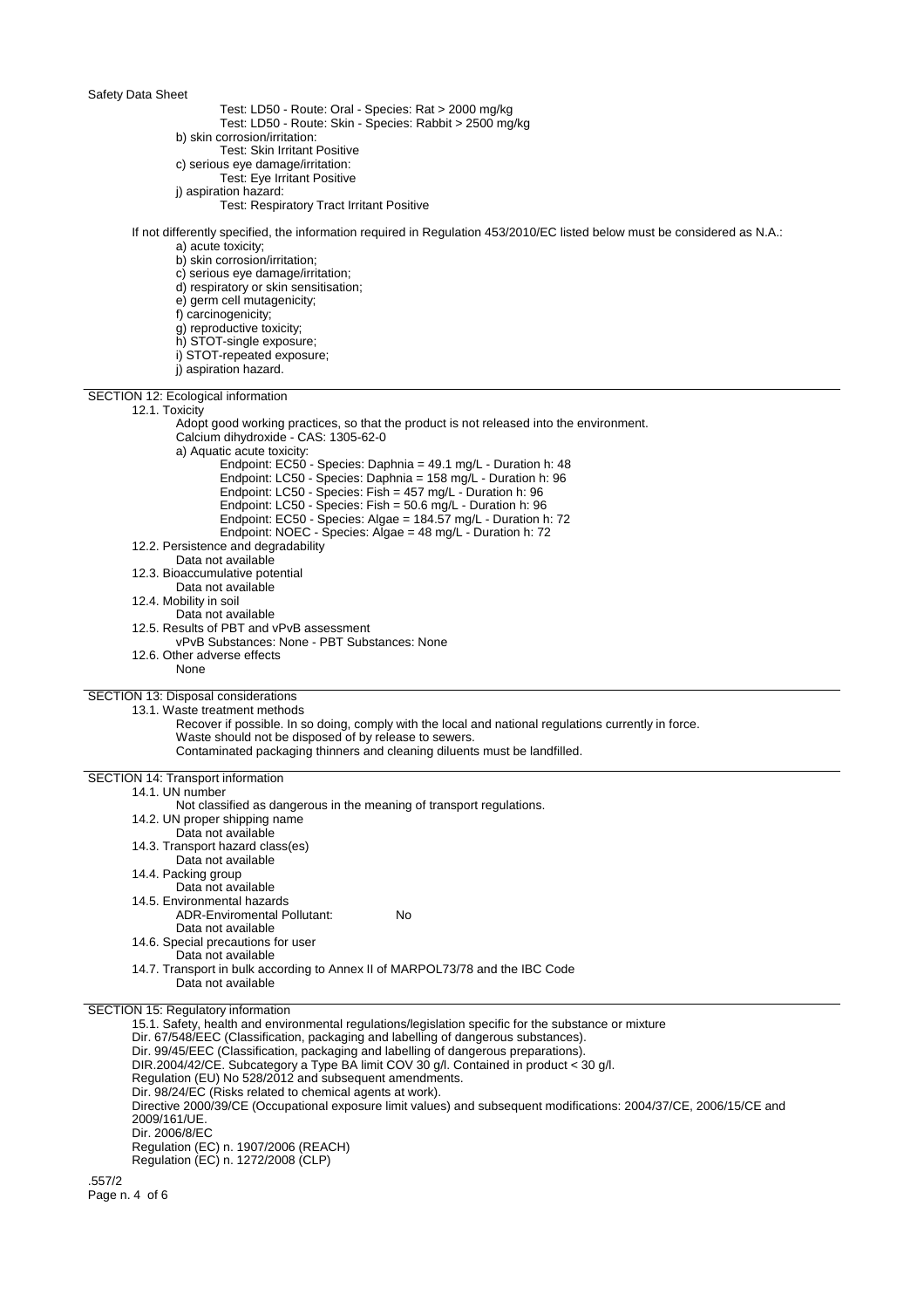Test: LD50 - Route: Oral - Species: Rat > 2000 mg/kg
Test: LD50 - Route: Skin - Species: Rabbit > 2500 mg/kg

b) skin corrosion/irritation:
Test: Skin Irritant Positive

c) serious eye damage/irritation:
Test: Eye Irritant Positive

j) aspiration hazard:
Test: Respiratory Tract Irritant Positive

If not differently specified, the information required in Regulation 453/2010/EC listed below must be considered as N.A.:

a) acute toxicity;
b) skin corrosion/irritation;
c) serious eye damage/irritation;
d) respiratory or skin sensitisation;
e) germ cell mutagenicity;
f) carcinogenicity;
g) reproductive toxicity;
h) STOT-single exposure;
i) STOT-repeated exposure;
j) aspiration hazard.

## SECTION 12: Ecological information

### 12.1. Toxicity

Adopt good working practices, so that the product is not released into the environment.

Calcium dihydroxide - CAS: 1305-62-0

a) Aquatic acute toxicity:

- Endpoint: EC50 - Species: Daphnia = 49.1 mg/L - Duration h: 48
- Endpoint: LC50 - Species: Daphnia = 158 mg/L - Duration h: 96
- Endpoint: LC50 - Species: Fish = 457 mg/L - Duration h: 96
- Endpoint: LC50 - Species: Fish = 50.6 mg/L - Duration h: 96
- Endpoint: EC50 - Species: Algae = 184.57 mg/L - Duration h: 72
- Endpoint: NOEC - Species: Algae = 48 mg/L - Duration h: 72

### 12.2. Persistence and degradability

Data not available

### 12.3. Bioaccumulative potential

Data not available

### 12.4. Mobility in soil

Data not available

### 12.5. Results of PBT and vPvB assessment

vPvB Substances: None - PBT Substances: None

### 12.6. Other adverse effects

None

## SECTION 13: Disposal considerations

### 13.1. Waste treatment methods

Recover if possible. In so doing, comply with the local and national regulations currently in force.
Waste should not be disposed of by release to sewers.
Contaminated packaging thinners and cleaning diluents must be landfilled.

## SECTION 14: Transport information

### 14.1. UN number

Not classified as dangerous in the meaning of transport regulations.

### 14.2. UN proper shipping name

Data not available

### 14.3. Transport hazard class(es)

Data not available

### 14.4. Packing group

Data not available

### 14.5. Environmental hazards

ADR-Enviromental Pollutant: No

Data not available

### 14.6. Special precautions for user

Data not available

### 14.7. Transport in bulk according to Annex II of MARPOL73/78 and the IBC Code

Data not available

## SECTION 15: Regulatory information

### 15.1. Safety, health and environmental regulations/legislation specific for the substance or mixture

Dir. 67/548/EEC (Classification, packaging and labelling of dangerous substances).
Dir. 99/45/EEC (Classification, packaging and labelling of dangerous preparations).
DIR.2004/42/CE. Subcategory a Type BA limit COV 30 g/l. Contained in product < 30 g/l.
Regulation (EU) No 528/2012 and subsequent amendments.
Dir. 98/24/EC (Risks related to chemical agents at work).
Directive 2000/39/CE (Occupational exposure limit values) and subsequent modifications: 2004/37/CE, 2006/15/CE and 2009/161/UE.
Dir. 2006/8/EC
Regulation (EC) n. 1907/2006 (REACH)
Regulation (EC) n. 1272/2008 (CLP)

.557/2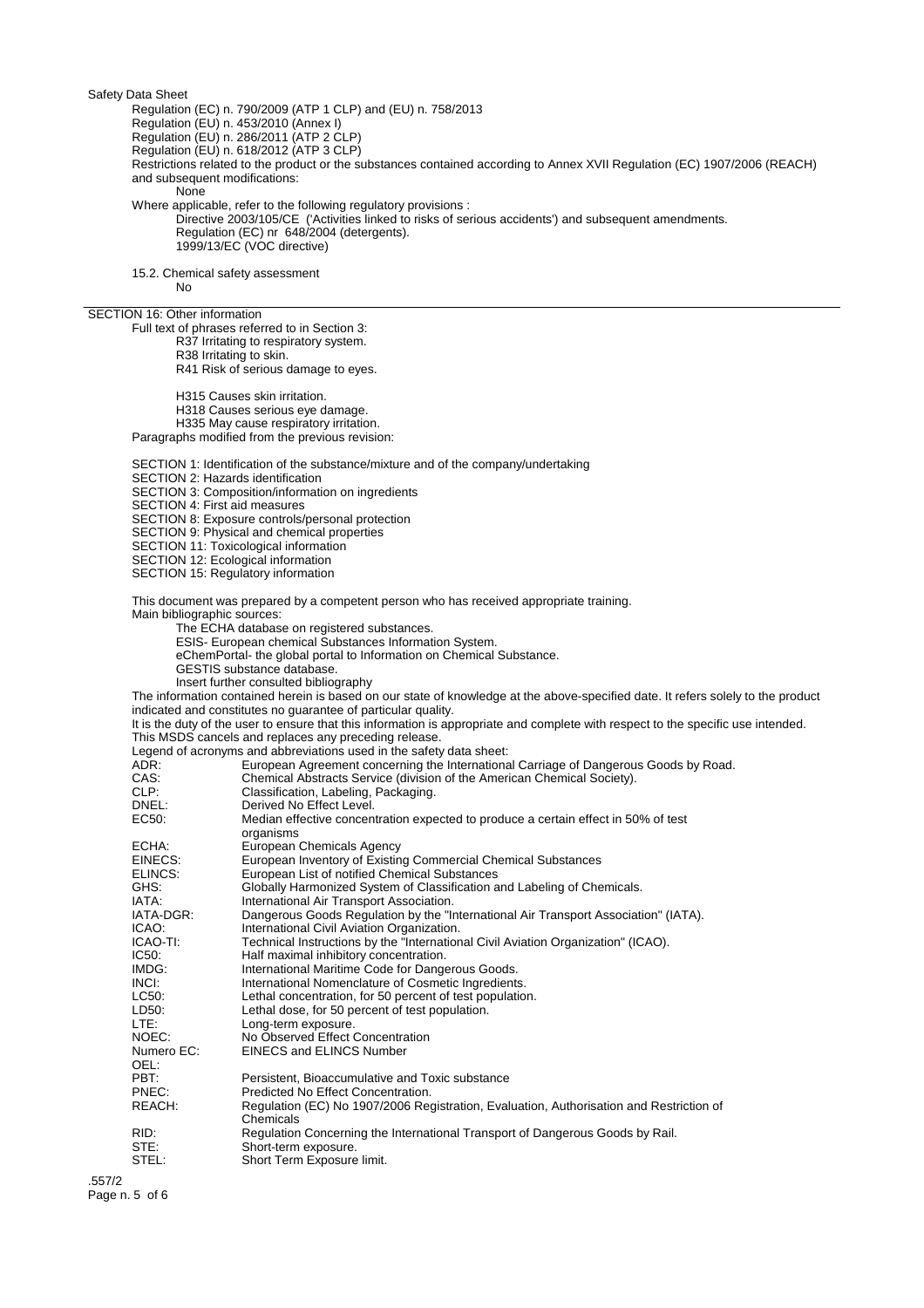Safety Data Sheet

Regulation (EC) n. 790/2009 (ATP 1 CLP) and (EU) n. 758/2013
Regulation (EU) n. 453/2010 (Annex I)
Regulation (EU) n. 286/2011 (ATP 2 CLP)
Regulation (EU) n. 618/2012 (ATP 3 CLP)
Restrictions related to the product or the substances contained according to Annex XVII Regulation (EC) 1907/2006 (REACH) and subsequent modifications:

None

Where applicable, refer to the following regulatory provisions :

Directive 2003/105/CE ('Activities linked to risks of serious accidents') and subsequent amendments.
Regulation (EC) nr 648/2004 (detergents).
1999/13/EC (VOC directive)

15.2. Chemical safety assessment

No

## SECTION 16: Other information

Full text of phrases referred to in Section 3:

R37 Irritating to respiratory system.
R38 Irritating to skin.
R41 Risk of serious damage to eyes.

H315 Causes skin irritation.
H318 Causes serious eye damage.
H335 May cause respiratory irritation.

Paragraphs modified from the previous revision:

SECTION 1: Identification of the substance/mixture and of the company/undertaking
SECTION 2: Hazards identification
SECTION 3: Composition/information on ingredients
SECTION 4: First aid measures
SECTION 8: Exposure controls/personal protection
SECTION 9: Physical and chemical properties
SECTION 11: Toxicological information
SECTION 12: Ecological information
SECTION 15: Regulatory information

This document was prepared by a competent person who has received appropriate training.

Main bibliographic sources:

The ECHA database on registered substances.
ESIS- European chemical Substances Information System.
eChemPortal- the global portal to Information on Chemical Substance.
GESTIS substance database.
Insert further consulted bibliography

The information contained herein is based on our state of knowledge at the above-specified date. It refers solely to the product indicated and constitutes no guarantee of particular quality.

It is the duty of the user to ensure that this information is appropriate and complete with respect to the specific use intended.

This MSDS cancels and replaces any preceding release.

Legend of acronyms and abbreviations used in the safety data sheet:

| | |
|---|---|
| ADR: | European Agreement concerning the International Carriage of Dangerous Goods by Road. |
| CAS: | Chemical Abstracts Service (division of the American Chemical Society). |
| CLP: | Classification, Labeling, Packaging. |
| DNEL: | Derived No Effect Level. |
| EC50: | Median effective concentration expected to produce a certain effect in 50% of test organisms |
| ECHA: | European Chemicals Agency |
| EINECS: | European Inventory of Existing Commercial Chemical Substances |
| ELINCS: | European List of notified Chemical Substances |
| GHS: | Globally Harmonized System of Classification and Labeling of Chemicals. |
| IATA: | International Air Transport Association. |
| IATA-DGR: | Dangerous Goods Regulation by the "International Air Transport Association" (IATA). |
| ICAO: | International Civil Aviation Organization. |
| ICAO-TI: | Technical Instructions by the "International Civil Aviation Organization" (ICAO). |
| IC50: | Half maximal inhibitory concentration. |
| IMDG: | International Maritime Code for Dangerous Goods. |
| INCI: | International Nomenclature of Cosmetic Ingredients. |
| LC50: | Lethal concentration, for 50 percent of test population. |
| LD50: | Lethal dose, for 50 percent of test population. |
| LTE: | Long-term exposure. |
| NOEC: | No Observed Effect Concentration |
| Numero EC: | EINECS and ELINCS Number |
| OEL: | |
| PBT: | Persistent, Bioaccumulative and Toxic substance |
| PNEC: | Predicted No Effect Concentration. |
| REACH: | Regulation (EC) No 1907/2006 Registration, Evaluation, Authorisation and Restriction of Chemicals |
| RID: | Regulation Concerning the International Transport of Dangerous Goods by Rail. |
| STE: | Short-term exposure. |
| STEL: | Short Term Exposure limit. |

.557/2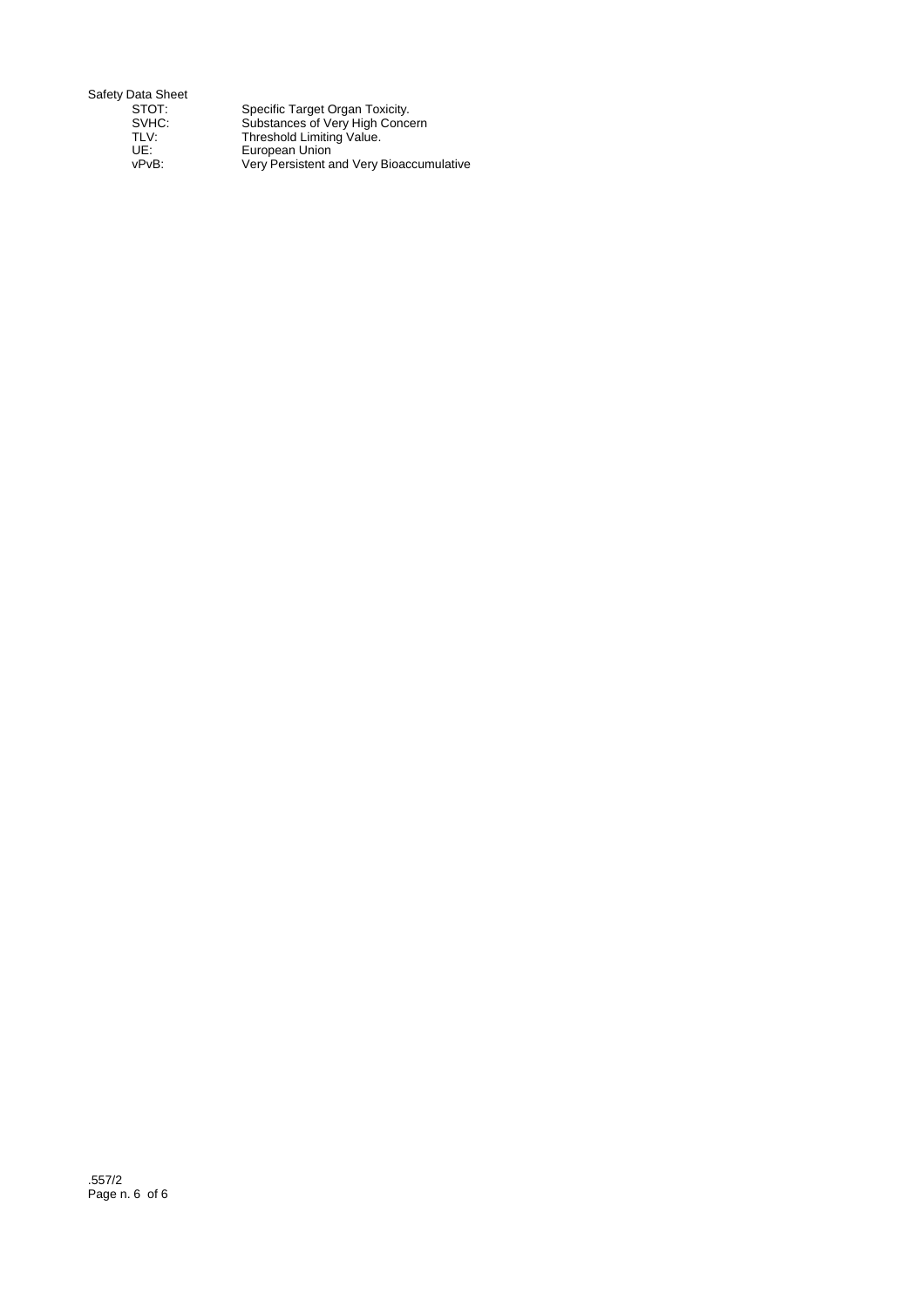| | |
|---|---|
| STOT: | Specific Target Organ Toxicity. |
| SVHC: | Substances of Very High Concern |
| TLV: | Threshold Limiting Value. |
| UE: | European Union |
| vPvB: | Very Persistent and Very Bioaccumulative |